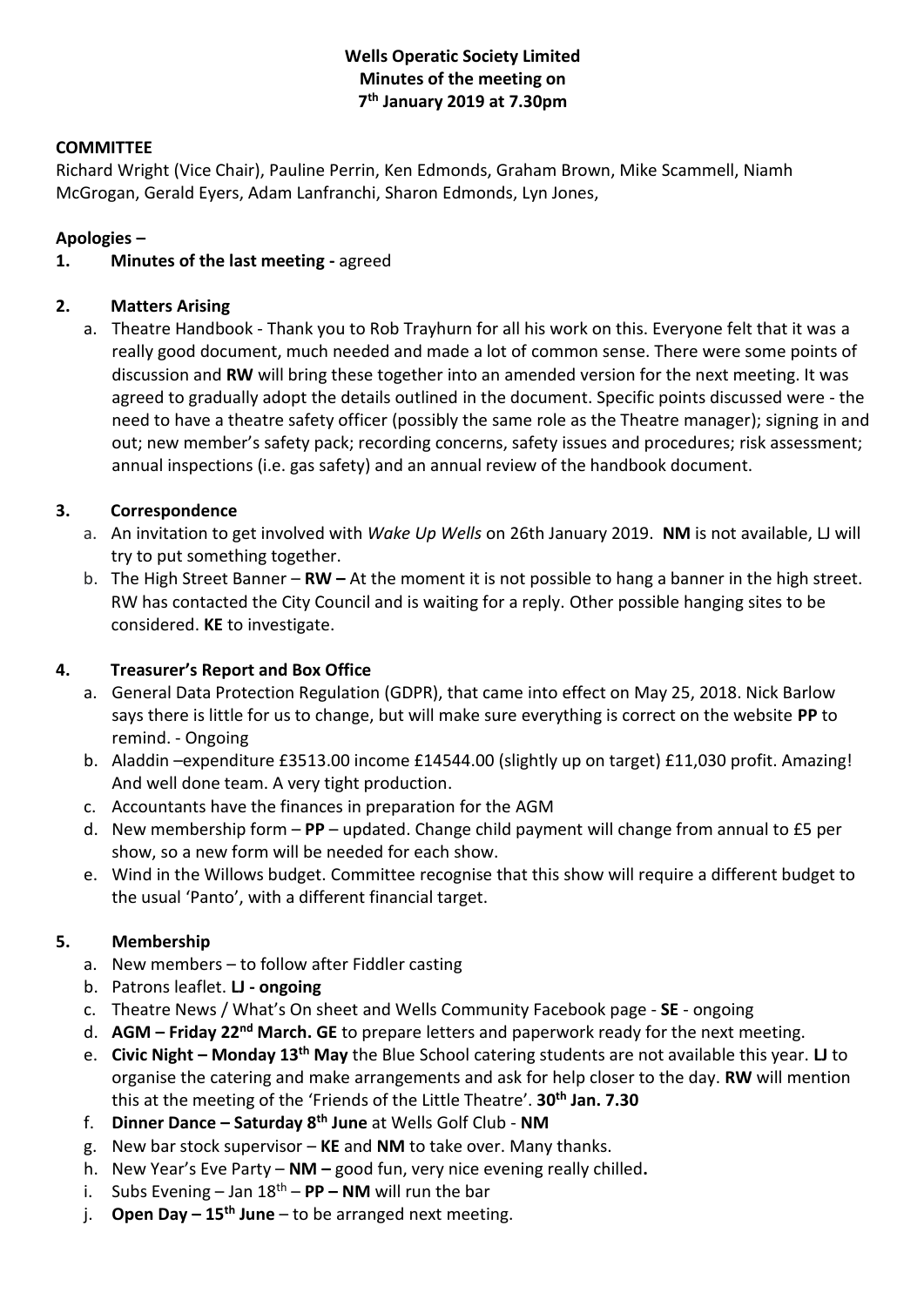**Wells Operatic Society Limited**
**Minutes of the meeting on**
**7th January 2019 at 7.30pm**

**COMMITTEE**

Richard Wright (Vice Chair), Pauline Perrin, Ken Edmonds, Graham Brown, Mike Scammell, Niamh McGrogan, Gerald Eyers, Adam Lanfranchi, Sharon Edmonds, Lyn Jones,

**Apologies –**

1. **Minutes of the last meeting -** agreed

2. **Matters Arising**
   a. Theatre Handbook - Thank you to Rob Trayhurn for all his work on this. Everyone felt that it was a really good document, much needed and made a lot of common sense. There were some points of discussion and **RW** will bring these together into an amended version for the next meeting. It was agreed to gradually adopt the details outlined in the document. Specific points discussed were - the need to have a theatre safety officer (possibly the same role as the Theatre manager); signing in and out; new member's safety pack; recording concerns, safety issues and procedures; risk assessment; annual inspections (i.e. gas safety) and an annual review of the handbook document.

3. **Correspondence**
   a. An invitation to get involved with *Wake Up Wells* on 26th January 2019. **NM** is not available, LJ will try to put something together.
   b. The High Street Banner – **RW –** At the moment it is not possible to hang a banner in the high street. RW has contacted the City Council and is waiting for a reply. Other possible hanging sites to be considered. **KE** to investigate.

4. **Treasurer's Report and Box Office**
   a. General Data Protection Regulation (GDPR), that came into effect on May 25, 2018. Nick Barlow says there is little for us to change, but will make sure everything is correct on the website **PP** to remind. - Ongoing
   b. Aladdin –expenditure £3513.00 income £14544.00 (slightly up on target) £11,030 profit. Amazing! And well done team. A very tight production.
   c. Accountants have the finances in preparation for the AGM
   d. New membership form – **PP** – updated. Change child payment will change from annual to £5 per show, so a new form will be needed for each show.
   e. Wind in the Willows budget. Committee recognise that this show will require a different budget to the usual 'Panto', with a different financial target.

5. **Membership**
   a. New members – to follow after Fiddler casting
   b. Patrons leaflet. **LJ - ongoing**
   c. Theatre News / What's On sheet and Wells Community Facebook page - **SE** - ongoing
   d. **AGM – Friday 22nd March. GE** to prepare letters and paperwork ready for the next meeting.
   e. **Civic Night – Monday 13th May** the Blue School catering students are not available this year. **LJ** to organise the catering and make arrangements and ask for help closer to the day. **RW** will mention this at the meeting of the 'Friends of the Little Theatre'. **30th Jan. 7.30**
   f. **Dinner Dance – Saturday 8th June** at Wells Golf Club - **NM**
   g. New bar stock supervisor – **KE** and **NM** to take over. Many thanks.
   h. New Year's Eve Party – **NM –** good fun, very nice evening really chilled**.**
   i. Subs Evening – Jan 18th – **PP – NM** will run the bar
   j. **Open Day – 15th June** – to be arranged next meeting.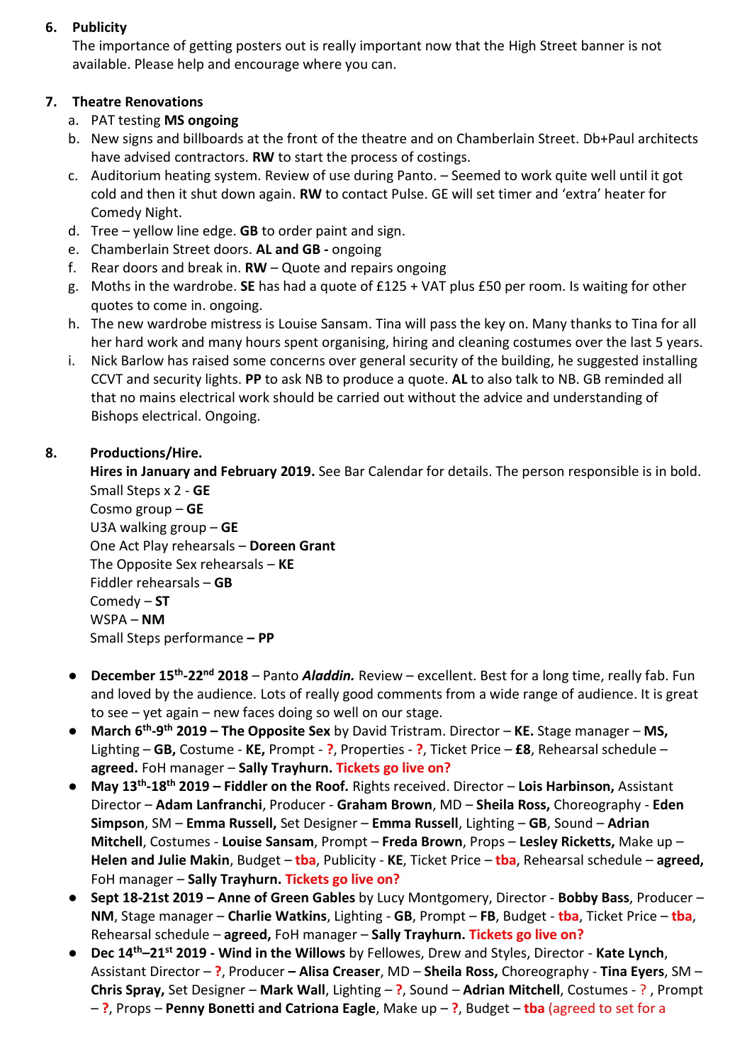6. **Publicity**

   The importance of getting posters out is really important now that the High Street banner is not available. Please help and encourage where you can.

7. **Theatre Renovations**
   a. PAT testing **MS ongoing**
   b. New signs and billboards at the front of the theatre and on Chamberlain Street. Db+Paul architects have advised contractors. **RW** to start the process of costings.
   c. Auditorium heating system. Review of use during Panto. – Seemed to work quite well until it got cold and then it shut down again. **RW** to contact Pulse. GE will set timer and 'extra' heater for Comedy Night.
   d. Tree – yellow line edge. **GB** to order paint and sign.
   e. Chamberlain Street doors. **AL and GB -** ongoing
   f. Rear doors and break in. **RW** – Quote and repairs ongoing
   g. Moths in the wardrobe. **SE** has had a quote of £125 + VAT plus £50 per room. Is waiting for other quotes to come in. ongoing.
   h. The new wardrobe mistress is Louise Sansam. Tina will pass the key on. Many thanks to Tina for all her hard work and many hours spent organising, hiring and cleaning costumes over the last 5 years.
   i. Nick Barlow has raised some concerns over general security of the building, he suggested installing CCVT and security lights. **PP** to ask NB to produce a quote. **AL** to also talk to NB. GB reminded all that no mains electrical work should be carried out without the advice and understanding of Bishops electrical. Ongoing.

8. **Productions/Hire.**

   **Hires in January and February 2019.** See Bar Calendar for details. The person responsible is in bold.
   Small Steps x 2 - **GE**
   Cosmo group – **GE**
   U3A walking group – **GE**
   One Act Play rehearsals – **Doreen Grant**
   The Opposite Sex rehearsals – **KE**
   Fiddler rehearsals – **GB**
   Comedy – **ST**
   WSPA – **NM**
   Small Steps performance **– PP**

- **December 15th-22nd 2018** – Panto ***Aladdin.*** Review – excellent. Best for a long time, really fab. Fun and loved by the audience. Lots of really good comments from a wide range of audience. It is great to see – yet again – new faces doing so well on our stage.
- **March 6th-9th 2019 – The Opposite Sex** by David Tristram. Director – **KE.** Stage manager – **MS,** Lighting – **GB,** Costume - **KE,** Prompt - **?**, Properties - **?**, Ticket Price – **£8**, Rehearsal schedule – **agreed.** FoH manager – **Sally Trayhurn. Tickets go live on?**
- **May 13th-18th 2019 – Fiddler on the Roof.** Rights received. Director – **Lois Harbinson,** Assistant Director – **Adam Lanfranchi**, Producer - **Graham Brown**, MD – **Sheila Ross,** Choreography - **Eden Simpson**, SM – **Emma Russell,** Set Designer – **Emma Russell**, Lighting – **GB**, Sound – **Adrian Mitchell**, Costumes - **Louise Sansam**, Prompt – **Freda Brown**, Props – **Lesley Ricketts,** Make up – **Helen and Julie Makin**, Budget – **tba**, Publicity - **KE**, Ticket Price – **tba**, Rehearsal schedule – **agreed,** FoH manager – **Sally Trayhurn. Tickets go live on?**
- **Sept 18-21st 2019 – Anne of Green Gables** by Lucy Montgomery, Director - **Bobby Bass**, Producer – **NM**, Stage manager – **Charlie Watkins**, Lighting - **GB**, Prompt – **FB**, Budget - **tba**, Ticket Price – **tba**, Rehearsal schedule – **agreed,** FoH manager – **Sally Trayhurn. Tickets go live on?**
- **Dec 14th–21st 2019 - Wind in the Willows** by Fellowes, Drew and Styles, Director - **Kate Lynch**, Assistant Director – **?**, Producer **– Alisa Creaser**, MD – **Sheila Ross,** Choreography - **Tina Eyers**, SM – **Chris Spray,** Set Designer – **Mark Wall**, Lighting – **?**, Sound – **Adrian Mitchell**, Costumes - **?** , Prompt – **?**, Props – **Penny Bonetti and Catriona Eagle**, Make up – **?**, Budget – **tba** (agreed to set for a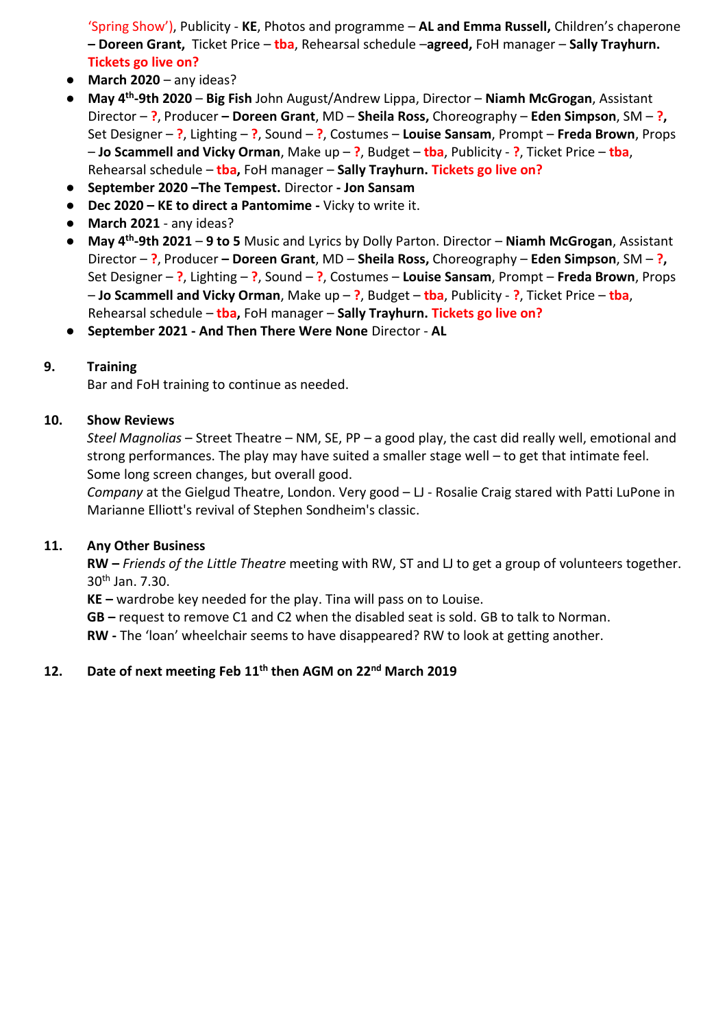'Spring Show'), Publicity - **KE**, Photos and programme – **AL and Emma Russell,** Children's chaperone **– Doreen Grant,** Ticket Price – **tba**, Rehearsal schedule –**agreed,** FoH manager – **Sally Trayhurn. Tickets go live on?**

- **March 2020** – any ideas?
- **May 4th-9th 2020** – **Big Fish** John August/Andrew Lippa, Director – **Niamh McGrogan**, Assistant Director – **?**, Producer **– Doreen Grant**, MD – **Sheila Ross,** Choreography – **Eden Simpson**, SM – **?,** Set Designer – **?**, Lighting – **?**, Sound – **?**, Costumes – **Louise Sansam**, Prompt – **Freda Brown**, Props – **Jo Scammell and Vicky Orman**, Make up – **?**, Budget – **tba**, Publicity - **?**, Ticket Price – **tba**, Rehearsal schedule – **tba,** FoH manager – **Sally Trayhurn. Tickets go live on?**
- **September 2020 –The Tempest.** Director **- Jon Sansam**
- **Dec 2020 – KE to direct a Pantomime -** Vicky to write it.
- **March 2021** - any ideas?
- **May 4th-9th 2021** – **9 to 5** Music and Lyrics by Dolly Parton. Director – **Niamh McGrogan**, Assistant Director – **?**, Producer **– Doreen Grant**, MD – **Sheila Ross,** Choreography – **Eden Simpson**, SM – **?,** Set Designer – **?**, Lighting – **?**, Sound – **?**, Costumes – **Louise Sansam**, Prompt – **Freda Brown**, Props – **Jo Scammell and Vicky Orman**, Make up – **?**, Budget – **tba**, Publicity - **?**, Ticket Price – **tba**, Rehearsal schedule – **tba,** FoH manager – **Sally Trayhurn. Tickets go live on?**
- **September 2021 - And Then There Were None** Director - **AL**

**9. Training**

Bar and FoH training to continue as needed.

**10. Show Reviews**

*Steel Magnolias* – Street Theatre – NM, SE, PP – a good play, the cast did really well, emotional and strong performances. The play may have suited a smaller stage well – to get that intimate feel. Some long screen changes, but overall good.

*Company* at the Gielgud Theatre, London. Very good – LJ - Rosalie Craig stared with Patti LuPone in Marianne Elliott's revival of Stephen Sondheim's classic.

**11. Any Other Business**

**RW –** *Friends of the Little Theatre* meeting with RW, ST and LJ to get a group of volunteers together. 30th Jan. 7.30.

**KE –** wardrobe key needed for the play. Tina will pass on to Louise.

**GB –** request to remove C1 and C2 when the disabled seat is sold. GB to talk to Norman.

**RW -** The 'loan' wheelchair seems to have disappeared? RW to look at getting another.

**12. Date of next meeting Feb 11th then AGM on 22nd March 2019**